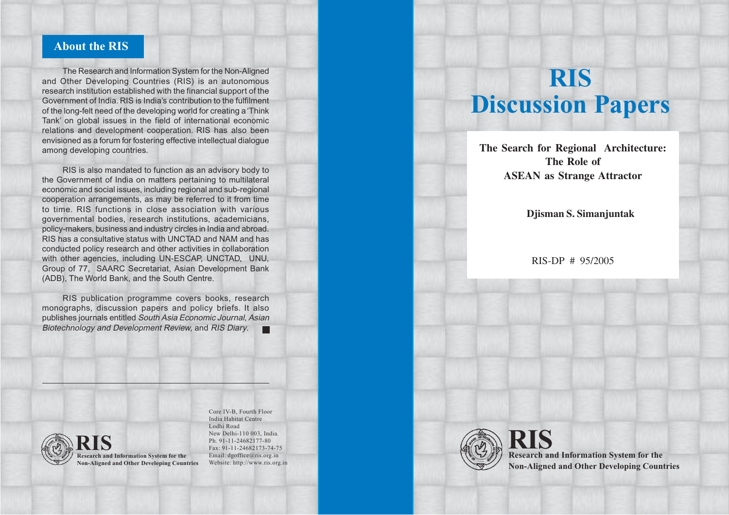## About the RIS

The Research and Information System for the Non-Aligned and Other Developing Countries (RIS) is an autonomous research institution established with the financial support of the Government of India. RIS is India's contribution to the fulfilment of the long-felt need of the developing world for creating a 'Think Tank' on global issues in the field of international economic relations and development cooperation. RIS has also been envisioned as a forum for fostering effective intellectual dialogue among developing countries.

RIS is also mandated to function as an advisory body to the Government of India on matters pertaining to multilateral economic and social issues, including regional and sub-regional cooperation arrangements, as may be referred to it from time to time. RIS functions in close association with various governmental bodies, research institutions, academicians, policy-makers, business and industry circles in India and abroad. RIS has a consultative status with UNCTAD and NAM and has conducted policy research and other activities in collaboration with other agencies, including UN-ESCAP, UNCTAD, UNU, Group of 77, SAARC Secretariat, Asian Development Bank (ADB), The World Bank, and the South Centre.

RIS publication programme covers books, research monographs, discussion papers and policy briefs. It also publishes journals entitled *South Asia Economic Journal*, *Asian Biotechnology and Development Review,* and *RIS Diary*.

---

**RIS**
**Research and Information System for the Non-Aligned and Other Developing Countries**

Core IV-B, Fourth Floor
India Habitat Centre
Lodhi Road
New Delhi-110 003, India.
Ph. 91-11-24682177-80
Fax: 91-11-24682173-74-75
Email: dgoffice@ris.org.in
Website: http://www.ris.org.in

# RIS Discussion Papers

## The Search for Regional Architecture: The Role of ASEAN as Strange Attractor

**Djisman S. Simanjuntak**

RIS-DP # 95/2005

**RIS**
**Research and Information System for the Non-Aligned and Other Developing Countries**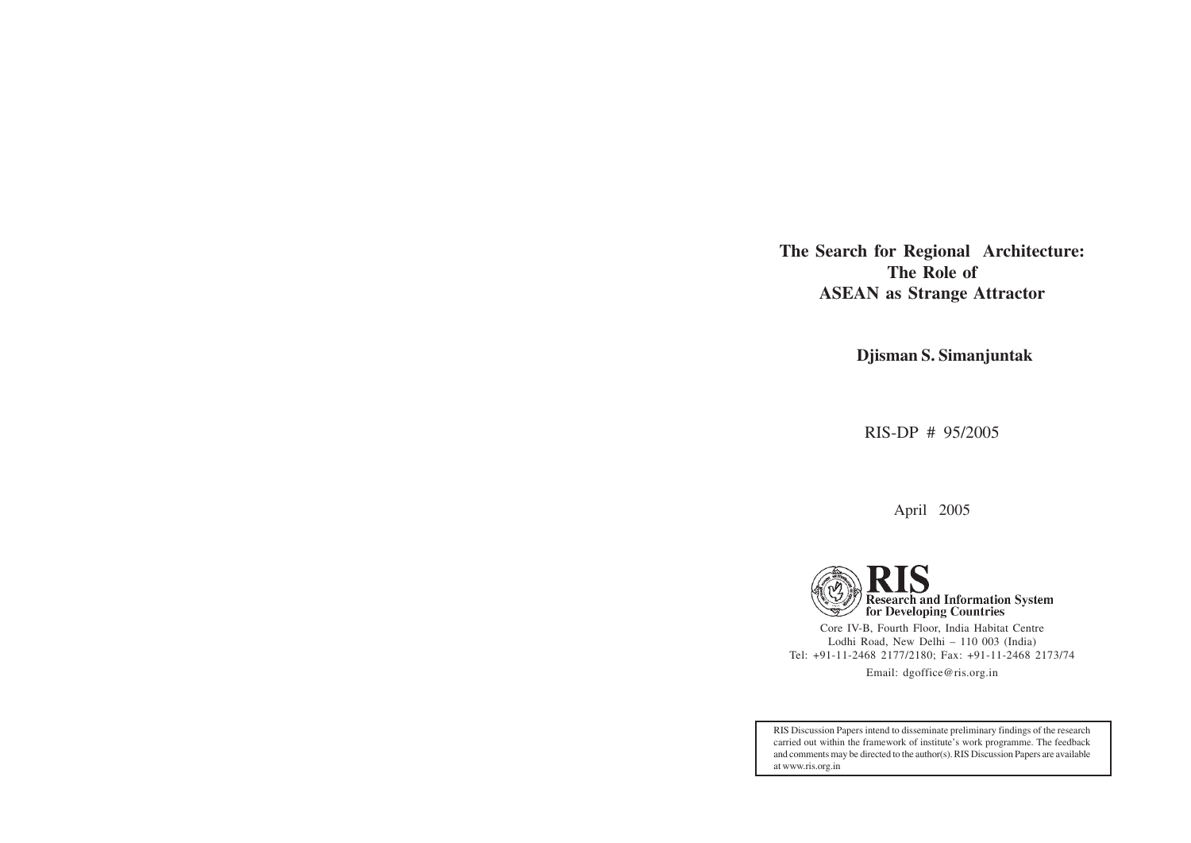# The Search for Regional Architecture: The Role of ASEAN as Strange Attractor

**Djisman S. Simanjuntak**

RIS-DP # 95/2005

April 2005

**RIS**
**Research and Information System for Developing Countries**

Core IV-B, Fourth Floor, India Habitat Centre
Lodhi Road, New Delhi – 110 003 (India)
Tel: +91-11-2468 2177/2180; Fax: +91-11-2468 2173/74
Email: dgoffice@ris.org.in

RIS Discussion Papers intend to disseminate preliminary findings of the research carried out within the framework of institute's work programme. The feedback and comments may be directed to the author(s). RIS Discussion Papers are available at www.ris.org.in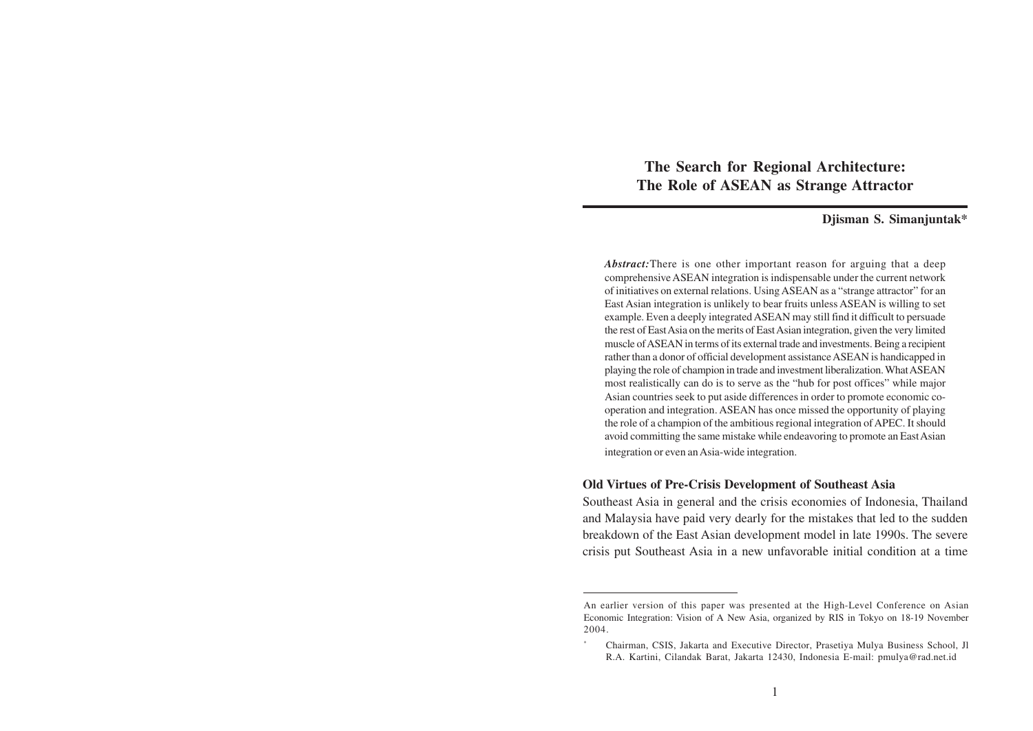# The Search for Regional Architecture: The Role of ASEAN as Strange Attractor

**Djisman S. Simanjuntak***

***Abstract:*** There is one other important reason for arguing that a deep comprehensive ASEAN integration is indispensable under the current network of initiatives on external relations. Using ASEAN as a "strange attractor" for an East Asian integration is unlikely to bear fruits unless ASEAN is willing to set example. Even a deeply integrated ASEAN may still find it difficult to persuade the rest of East Asia on the merits of East Asian integration, given the very limited muscle of ASEAN in terms of its external trade and investments. Being a recipient rather than a donor of official development assistance ASEAN is handicapped in playing the role of champion in trade and investment liberalization. What ASEAN most realistically can do is to serve as the "hub for post offices" while major Asian countries seek to put aside differences in order to promote economic co-operation and integration. ASEAN has once missed the opportunity of playing the role of a champion of the ambitious regional integration of APEC. It should avoid committing the same mistake while endeavoring to promote an East Asian integration or even an Asia-wide integration.

## Old Virtues of Pre-Crisis Development of Southeast Asia

Southeast Asia in general and the crisis economies of Indonesia, Thailand and Malaysia have paid very dearly for the mistakes that led to the sudden breakdown of the East Asian development model in late 1990s. The severe crisis put Southeast Asia in a new unfavorable initial condition at a time

---

An earlier version of this paper was presented at the High-Level Conference on Asian Economic Integration: Vision of A New Asia, organized by RIS in Tokyo on 18-19 November 2004.

\* Chairman, CSIS, Jakarta and Executive Director, Prasetiya Mulya Business School, Jl R.A. Kartini, Cilandak Barat, Jakarta 12430, Indonesia E-mail: pmulya@rad.net.id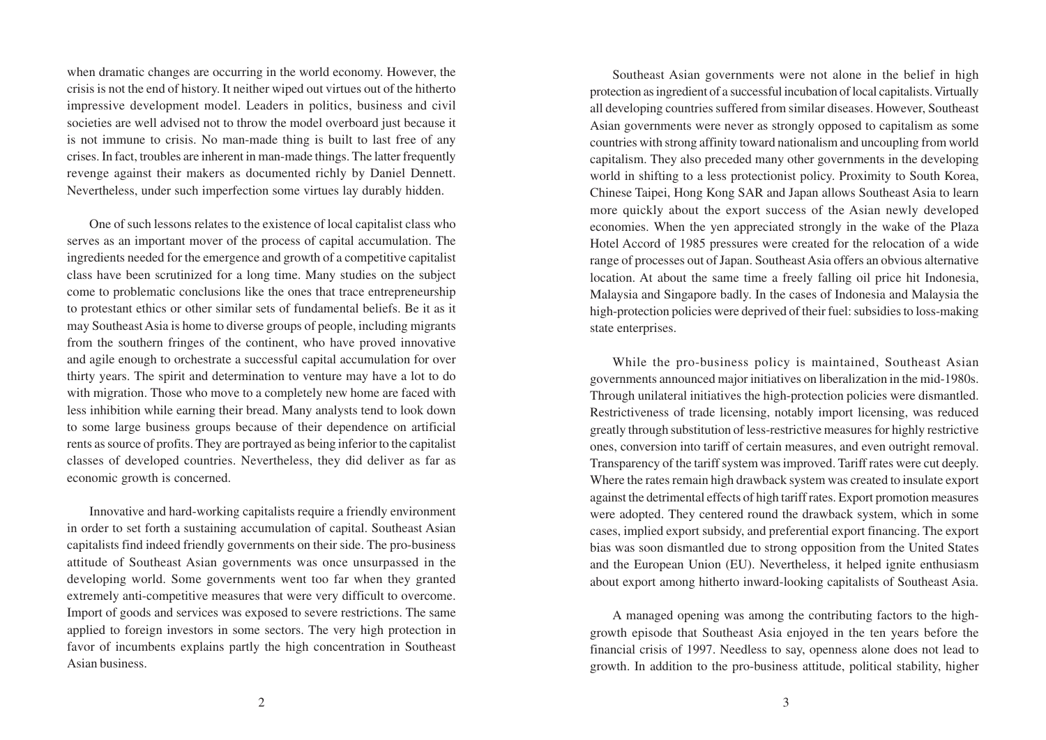when dramatic changes are occurring in the world economy. However, the crisis is not the end of history. It neither wiped out virtues out of the hitherto impressive development model. Leaders in politics, business and civil societies are well advised not to throw the model overboard just because it is not immune to crisis. No man-made thing is built to last free of any crises. In fact, troubles are inherent in man-made things. The latter frequently revenge against their makers as documented richly by Daniel Dennett. Nevertheless, under such imperfection some virtues lay durably hidden.

One of such lessons relates to the existence of local capitalist class who serves as an important mover of the process of capital accumulation. The ingredients needed for the emergence and growth of a competitive capitalist class have been scrutinized for a long time. Many studies on the subject come to problematic conclusions like the ones that trace entrepreneurship to protestant ethics or other similar sets of fundamental beliefs. Be it as it may Southeast Asia is home to diverse groups of people, including migrants from the southern fringes of the continent, who have proved innovative and agile enough to orchestrate a successful capital accumulation for over thirty years. The spirit and determination to venture may have a lot to do with migration. Those who move to a completely new home are faced with less inhibition while earning their bread. Many analysts tend to look down to some large business groups because of their dependence on artificial rents as source of profits. They are portrayed as being inferior to the capitalist classes of developed countries. Nevertheless, they did deliver as far as economic growth is concerned.

Innovative and hard-working capitalists require a friendly environment in order to set forth a sustaining accumulation of capital. Southeast Asian capitalists find indeed friendly governments on their side. The pro-business attitude of Southeast Asian governments was once unsurpassed in the developing world. Some governments went too far when they granted extremely anti-competitive measures that were very difficult to overcome. Import of goods and services was exposed to severe restrictions. The same applied to foreign investors in some sectors. The very high protection in favor of incumbents explains partly the high concentration in Southeast Asian business.

Southeast Asian governments were not alone in the belief in high protection as ingredient of a successful incubation of local capitalists. Virtually all developing countries suffered from similar diseases. However, Southeast Asian governments were never as strongly opposed to capitalism as some countries with strong affinity toward nationalism and uncoupling from world capitalism. They also preceded many other governments in the developing world in shifting to a less protectionist policy. Proximity to South Korea, Chinese Taipei, Hong Kong SAR and Japan allows Southeast Asia to learn more quickly about the export success of the Asian newly developed economies. When the yen appreciated strongly in the wake of the Plaza Hotel Accord of 1985 pressures were created for the relocation of a wide range of processes out of Japan. Southeast Asia offers an obvious alternative location. At about the same time a freely falling oil price hit Indonesia, Malaysia and Singapore badly. In the cases of Indonesia and Malaysia the high-protection policies were deprived of their fuel: subsidies to loss-making state enterprises.

While the pro-business policy is maintained, Southeast Asian governments announced major initiatives on liberalization in the mid-1980s. Through unilateral initiatives the high-protection policies were dismantled. Restrictiveness of trade licensing, notably import licensing, was reduced greatly through substitution of less-restrictive measures for highly restrictive ones, conversion into tariff of certain measures, and even outright removal. Transparency of the tariff system was improved. Tariff rates were cut deeply. Where the rates remain high drawback system was created to insulate export against the detrimental effects of high tariff rates. Export promotion measures were adopted. They centered round the drawback system, which in some cases, implied export subsidy, and preferential export financing. The export bias was soon dismantled due to strong opposition from the United States and the European Union (EU). Nevertheless, it helped ignite enthusiasm about export among hitherto inward-looking capitalists of Southeast Asia.

A managed opening was among the contributing factors to the high-growth episode that Southeast Asia enjoyed in the ten years before the financial crisis of 1997. Needless to say, openness alone does not lead to growth. In addition to the pro-business attitude, political stability, higher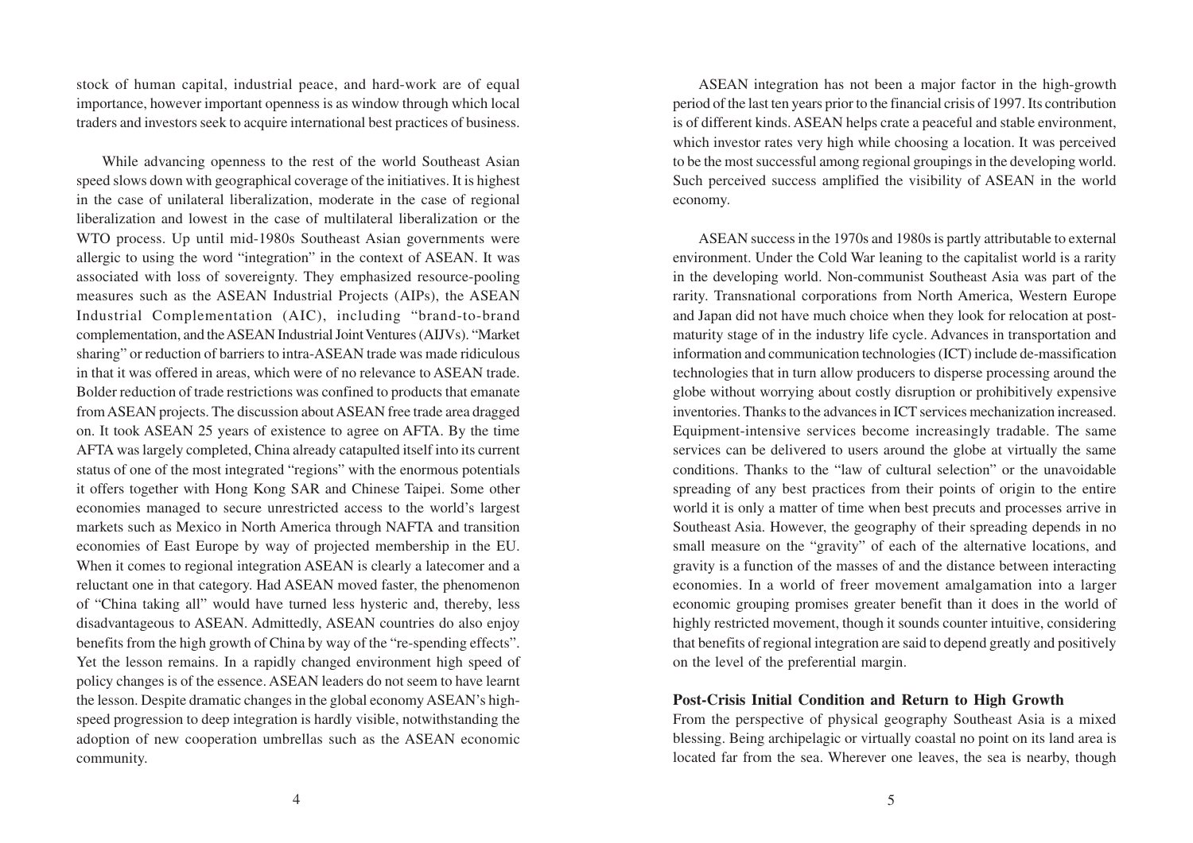stock of human capital, industrial peace, and hard-work are of equal importance, however important openness is as window through which local traders and investors seek to acquire international best practices of business.

While advancing openness to the rest of the world Southeast Asian speed slows down with geographical coverage of the initiatives. It is highest in the case of unilateral liberalization, moderate in the case of regional liberalization and lowest in the case of multilateral liberalization or the WTO process. Up until mid-1980s Southeast Asian governments were allergic to using the word "integration" in the context of ASEAN. It was associated with loss of sovereignty. They emphasized resource-pooling measures such as the ASEAN Industrial Projects (AIPs), the ASEAN Industrial Complementation (AIC), including "brand-to-brand complementation, and the ASEAN Industrial Joint Ventures (AIJVs). "Market sharing" or reduction of barriers to intra-ASEAN trade was made ridiculous in that it was offered in areas, which were of no relevance to ASEAN trade. Bolder reduction of trade restrictions was confined to products that emanate from ASEAN projects. The discussion about ASEAN free trade area dragged on. It took ASEAN 25 years of existence to agree on AFTA. By the time AFTA was largely completed, China already catapulted itself into its current status of one of the most integrated "regions" with the enormous potentials it offers together with Hong Kong SAR and Chinese Taipei. Some other economies managed to secure unrestricted access to the world's largest markets such as Mexico in North America through NAFTA and transition economies of East Europe by way of projected membership in the EU. When it comes to regional integration ASEAN is clearly a latecomer and a reluctant one in that category. Had ASEAN moved faster, the phenomenon of "China taking all" would have turned less hysteric and, thereby, less disadvantageous to ASEAN. Admittedly, ASEAN countries do also enjoy benefits from the high growth of China by way of the "re-spending effects". Yet the lesson remains. In a rapidly changed environment high speed of policy changes is of the essence. ASEAN leaders do not seem to have learnt the lesson. Despite dramatic changes in the global economy ASEAN's high-speed progression to deep integration is hardly visible, notwithstanding the adoption of new cooperation umbrellas such as the ASEAN economic community.

ASEAN integration has not been a major factor in the high-growth period of the last ten years prior to the financial crisis of 1997. Its contribution is of different kinds. ASEAN helps crate a peaceful and stable environment, which investor rates very high while choosing a location. It was perceived to be the most successful among regional groupings in the developing world. Such perceived success amplified the visibility of ASEAN in the world economy.

ASEAN success in the 1970s and 1980s is partly attributable to external environment. Under the Cold War leaning to the capitalist world is a rarity in the developing world. Non-communist Southeast Asia was part of the rarity. Transnational corporations from North America, Western Europe and Japan did not have much choice when they look for relocation at post-maturity stage of in the industry life cycle. Advances in transportation and information and communication technologies (ICT) include de-massification technologies that in turn allow producers to disperse processing around the globe without worrying about costly disruption or prohibitively expensive inventories. Thanks to the advances in ICT services mechanization increased. Equipment-intensive services become increasingly tradable. The same services can be delivered to users around the globe at virtually the same conditions. Thanks to the "law of cultural selection" or the unavoidable spreading of any best practices from their points of origin to the entire world it is only a matter of time when best precuts and processes arrive in Southeast Asia. However, the geography of their spreading depends in no small measure on the "gravity" of each of the alternative locations, and gravity is a function of the masses of and the distance between interacting economies. In a world of freer movement amalgamation into a larger economic grouping promises greater benefit than it does in the world of highly restricted movement, though it sounds counter intuitive, considering that benefits of regional integration are said to depend greatly and positively on the level of the preferential margin.

### Post-Crisis Initial Condition and Return to High Growth

From the perspective of physical geography Southeast Asia is a mixed blessing. Being archipelagic or virtually coastal no point on its land area is located far from the sea. Wherever one leaves, the sea is nearby, though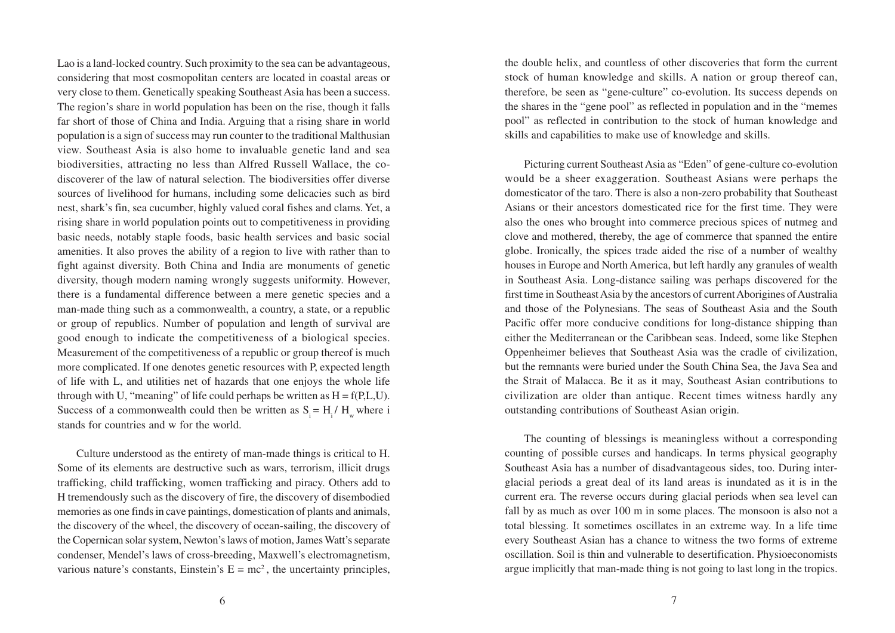Lao is a land-locked country. Such proximity to the sea can be advantageous, considering that most cosmopolitan centers are located in coastal areas or very close to them. Genetically speaking Southeast Asia has been a success. The region's share in world population has been on the rise, though it falls far short of those of China and India. Arguing that a rising share in world population is a sign of success may run counter to the traditional Malthusian view. Southeast Asia is also home to invaluable genetic land and sea biodiversities, attracting no less than Alfred Russell Wallace, the co-discoverer of the law of natural selection. The biodiversities offer diverse sources of livelihood for humans, including some delicacies such as bird nest, shark's fin, sea cucumber, highly valued coral fishes and clams. Yet, a rising share in world population points out to competitiveness in providing basic needs, notably staple foods, basic health services and basic social amenities. It also proves the ability of a region to live with rather than to fight against diversity. Both China and India are monuments of genetic diversity, though modern naming wrongly suggests uniformity. However, there is a fundamental difference between a mere genetic species and a man-made thing such as a commonwealth, a country, a state, or a republic or group of republics. Number of population and length of survival are good enough to indicate the competitiveness of a biological species. Measurement of the competitiveness of a republic or group thereof is much more complicated. If one denotes genetic resources with P, expected length of life with L, and utilities net of hazards that one enjoys the whole life through with U, "meaning" of life could perhaps be written as $H = f(P,L,U)$. Success of a commonwealth could then be written as $S_i = H_i / H_w$ where i stands for countries and w for the world.

Culture understood as the entirety of man-made things is critical to H. Some of its elements are destructive such as wars, terrorism, illicit drugs trafficking, child trafficking, women trafficking and piracy. Others add to H tremendously such as the discovery of fire, the discovery of disembodied memories as one finds in cave paintings, domestication of plants and animals, the discovery of the wheel, the discovery of ocean-sailing, the discovery of the Copernican solar system, Newton's laws of motion, James Watt's separate condenser, Mendel's laws of cross-breeding, Maxwell's electromagnetism, various nature's constants, Einstein's $E = mc^2$, the uncertainty principles, the double helix, and countless of other discoveries that form the current stock of human knowledge and skills. A nation or group thereof can, therefore, be seen as "gene-culture" co-evolution. Its success depends on the shares in the "gene pool" as reflected in population and in the "memes pool" as reflected in contribution to the stock of human knowledge and skills and capabilities to make use of knowledge and skills.

Picturing current Southeast Asia as "Eden" of gene-culture co-evolution would be a sheer exaggeration. Southeast Asians were perhaps the domesticator of the taro. There is also a non-zero probability that Southeast Asians or their ancestors domesticated rice for the first time. They were also the ones who brought into commerce precious spices of nutmeg and clove and mothered, thereby, the age of commerce that spanned the entire globe. Ironically, the spices trade aided the rise of a number of wealthy houses in Europe and North America, but left hardly any granules of wealth in Southeast Asia. Long-distance sailing was perhaps discovered for the first time in Southeast Asia by the ancestors of current Aborigines of Australia and those of the Polynesians. The seas of Southeast Asia and the South Pacific offer more conducive conditions for long-distance shipping than either the Mediterranean or the Caribbean seas. Indeed, some like Stephen Oppenheimer believes that Southeast Asia was the cradle of civilization, but the remnants were buried under the South China Sea, the Java Sea and the Strait of Malacca. Be it as it may, Southeast Asian contributions to civilization are older than antique. Recent times witness hardly any outstanding contributions of Southeast Asian origin.

The counting of blessings is meaningless without a corresponding counting of possible curses and handicaps. In terms physical geography Southeast Asia has a number of disadvantageous sides, too. During inter-glacial periods a great deal of its land areas is inundated as it is in the current era. The reverse occurs during glacial periods when sea level can fall by as much as over 100 m in some places. The monsoon is also not a total blessing. It sometimes oscillates in an extreme way. In a life time every Southeast Asian has a chance to witness the two forms of extreme oscillation. Soil is thin and vulnerable to desertification. Physioeconomists argue implicitly that man-made thing is not going to last long in the tropics.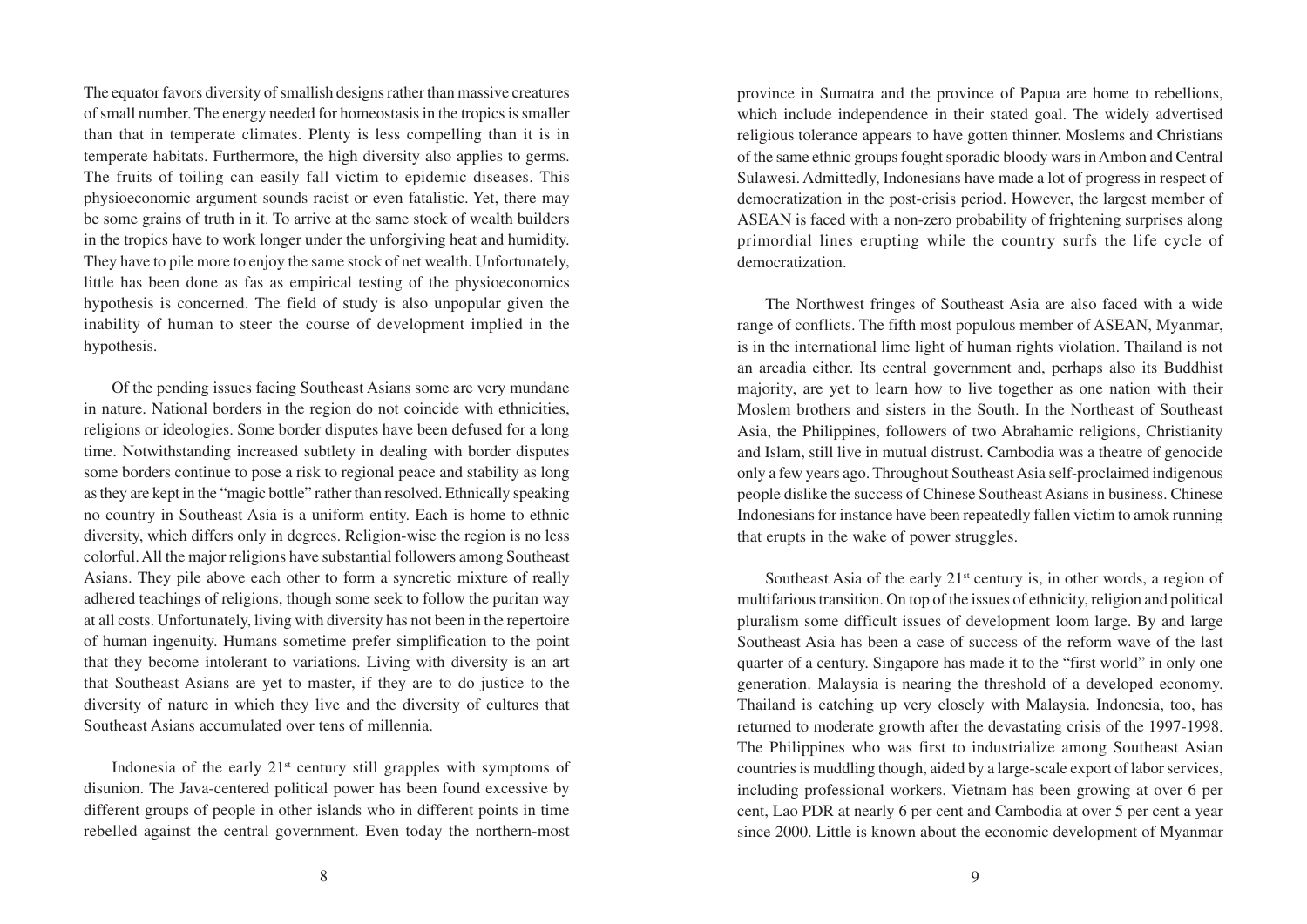The equator favors diversity of smallish designs rather than massive creatures of small number. The energy needed for homeostasis in the tropics is smaller than that in temperate climates. Plenty is less compelling than it is in temperate habitats. Furthermore, the high diversity also applies to germs. The fruits of toiling can easily fall victim to epidemic diseases. This physioeconomic argument sounds racist or even fatalistic. Yet, there may be some grains of truth in it. To arrive at the same stock of wealth builders in the tropics have to work longer under the unforgiving heat and humidity. They have to pile more to enjoy the same stock of net wealth. Unfortunately, little has been done as fas as empirical testing of the physioeconomics hypothesis is concerned. The field of study is also unpopular given the inability of human to steer the course of development implied in the hypothesis.

Of the pending issues facing Southeast Asians some are very mundane in nature. National borders in the region do not coincide with ethnicities, religions or ideologies. Some border disputes have been defused for a long time. Notwithstanding increased subtlety in dealing with border disputes some borders continue to pose a risk to regional peace and stability as long as they are kept in the "magic bottle" rather than resolved. Ethnically speaking no country in Southeast Asia is a uniform entity. Each is home to ethnic diversity, which differs only in degrees. Religion-wise the region is no less colorful. All the major religions have substantial followers among Southeast Asians. They pile above each other to form a syncretic mixture of really adhered teachings of religions, though some seek to follow the puritan way at all costs. Unfortunately, living with diversity has not been in the repertoire of human ingenuity. Humans sometime prefer simplification to the point that they become intolerant to variations. Living with diversity is an art that Southeast Asians are yet to master, if they are to do justice to the diversity of nature in which they live and the diversity of cultures that Southeast Asians accumulated over tens of millennia.

Indonesia of the early 21st century still grapples with symptoms of disunion. The Java-centered political power has been found excessive by different groups of people in other islands who in different points in time rebelled against the central government. Even today the northern-most province in Sumatra and the province of Papua are home to rebellions, which include independence in their stated goal. The widely advertised religious tolerance appears to have gotten thinner. Moslems and Christians of the same ethnic groups fought sporadic bloody wars in Ambon and Central Sulawesi. Admittedly, Indonesians have made a lot of progress in respect of democratization in the post-crisis period. However, the largest member of ASEAN is faced with a non-zero probability of frightening surprises along primordial lines erupting while the country surfs the life cycle of democratization.

The Northwest fringes of Southeast Asia are also faced with a wide range of conflicts. The fifth most populous member of ASEAN, Myanmar, is in the international lime light of human rights violation. Thailand is not an arcadia either. Its central government and, perhaps also its Buddhist majority, are yet to learn how to live together as one nation with their Moslem brothers and sisters in the South. In the Northeast of Southeast Asia, the Philippines, followers of two Abrahamic religions, Christianity and Islam, still live in mutual distrust. Cambodia was a theatre of genocide only a few years ago. Throughout Southeast Asia self-proclaimed indigenous people dislike the success of Chinese Southeast Asians in business. Chinese Indonesians for instance have been repeatedly fallen victim to amok running that erupts in the wake of power struggles.

Southeast Asia of the early 21st century is, in other words, a region of multifarious transition. On top of the issues of ethnicity, religion and political pluralism some difficult issues of development loom large. By and large Southeast Asia has been a case of success of the reform wave of the last quarter of a century. Singapore has made it to the "first world" in only one generation. Malaysia is nearing the threshold of a developed economy. Thailand is catching up very closely with Malaysia. Indonesia, too, has returned to moderate growth after the devastating crisis of the 1997-1998. The Philippines who was first to industrialize among Southeast Asian countries is muddling though, aided by a large-scale export of labor services, including professional workers. Vietnam has been growing at over 6 per cent, Lao PDR at nearly 6 per cent and Cambodia at over 5 per cent a year since 2000. Little is known about the economic development of Myanmar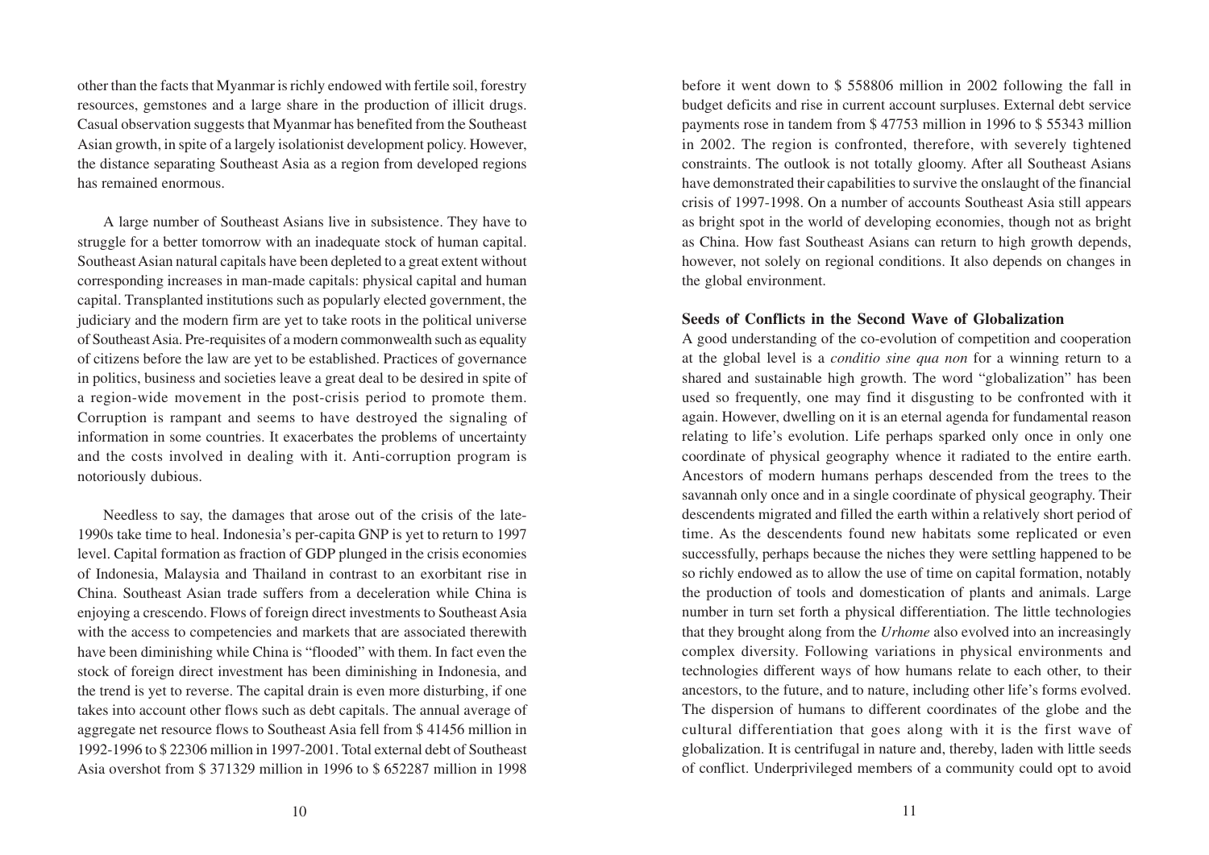other than the facts that Myanmar is richly endowed with fertile soil, forestry resources, gemstones and a large share in the production of illicit drugs. Casual observation suggests that Myanmar has benefited from the Southeast Asian growth, in spite of a largely isolationist development policy. However, the distance separating Southeast Asia as a region from developed regions has remained enormous.

A large number of Southeast Asians live in subsistence. They have to struggle for a better tomorrow with an inadequate stock of human capital. Southeast Asian natural capitals have been depleted to a great extent without corresponding increases in man-made capitals: physical capital and human capital. Transplanted institutions such as popularly elected government, the judiciary and the modern firm are yet to take roots in the political universe of Southeast Asia. Pre-requisites of a modern commonwealth such as equality of citizens before the law are yet to be established. Practices of governance in politics, business and societies leave a great deal to be desired in spite of a region-wide movement in the post-crisis period to promote them. Corruption is rampant and seems to have destroyed the signaling of information in some countries. It exacerbates the problems of uncertainty and the costs involved in dealing with it. Anti-corruption program is notoriously dubious.

Needless to say, the damages that arose out of the crisis of the late-1990s take time to heal. Indonesia's per-capita GNP is yet to return to 1997 level. Capital formation as fraction of GDP plunged in the crisis economies of Indonesia, Malaysia and Thailand in contrast to an exorbitant rise in China. Southeast Asian trade suffers from a deceleration while China is enjoying a crescendo. Flows of foreign direct investments to Southeast Asia with the access to competencies and markets that are associated therewith have been diminishing while China is "flooded" with them. In fact even the stock of foreign direct investment has been diminishing in Indonesia, and the trend is yet to reverse. The capital drain is even more disturbing, if one takes into account other flows such as debt capitals. The annual average of aggregate net resource flows to Southeast Asia fell from $ 41456 million in 1992-1996 to $ 22306 million in 1997-2001. Total external debt of Southeast Asia overshot from $ 371329 million in 1996 to $ 652287 million in 1998 before it went down to $ 558806 million in 2002 following the fall in budget deficits and rise in current account surpluses. External debt service payments rose in tandem from $ 47753 million in 1996 to $ 55343 million in 2002. The region is confronted, therefore, with severely tightened constraints. The outlook is not totally gloomy. After all Southeast Asians have demonstrated their capabilities to survive the onslaught of the financial crisis of 1997-1998. On a number of accounts Southeast Asia still appears as bright spot in the world of developing economies, though not as bright as China. How fast Southeast Asians can return to high growth depends, however, not solely on regional conditions. It also depends on changes in the global environment.

**Seeds of Conflicts in the Second Wave of Globalization**

A good understanding of the co-evolution of competition and cooperation at the global level is a *conditio sine qua non* for a winning return to a shared and sustainable high growth. The word "globalization" has been used so frequently, one may find it disgusting to be confronted with it again. However, dwelling on it is an eternal agenda for fundamental reason relating to life's evolution. Life perhaps sparked only once in only one coordinate of physical geography whence it radiated to the entire earth. Ancestors of modern humans perhaps descended from the trees to the savannah only once and in a single coordinate of physical geography. Their descendents migrated and filled the earth within a relatively short period of time. As the descendents found new habitats some replicated or even successfully, perhaps because the niches they were settling happened to be so richly endowed as to allow the use of time on capital formation, notably the production of tools and domestication of plants and animals. Large number in turn set forth a physical differentiation. The little technologies that they brought along from the *Urhome* also evolved into an increasingly complex diversity. Following variations in physical environments and technologies different ways of how humans relate to each other, to their ancestors, to the future, and to nature, including other life's forms evolved. The dispersion of humans to different coordinates of the globe and the cultural differentiation that goes along with it is the first wave of globalization. It is centrifugal in nature and, thereby, laden with little seeds of conflict. Underprivileged members of a community could opt to avoid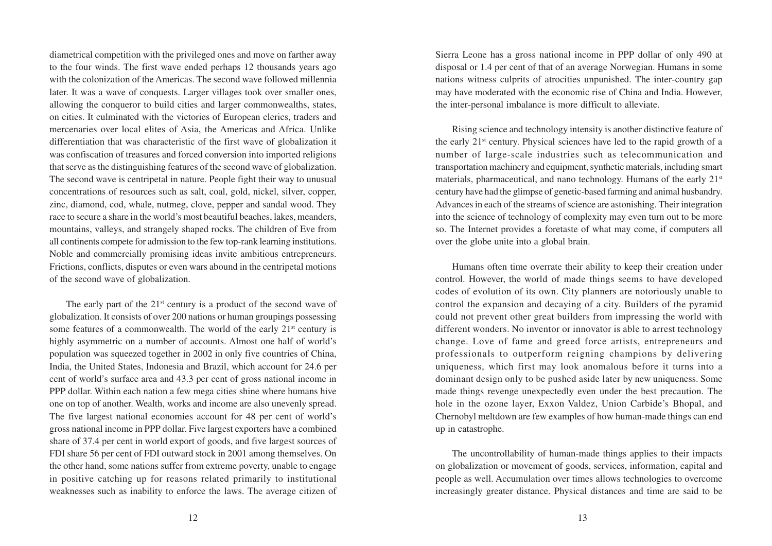diametrical competition with the privileged ones and move on farther away to the four winds. The first wave ended perhaps 12 thousands years ago with the colonization of the Americas. The second wave followed millennia later. It was a wave of conquests. Larger villages took over smaller ones, allowing the conqueror to build cities and larger commonwealths, states, on cities. It culminated with the victories of European clerics, traders and mercenaries over local elites of Asia, the Americas and Africa. Unlike differentiation that was characteristic of the first wave of globalization it was confiscation of treasures and forced conversion into imported religions that serve as the distinguishing features of the second wave of globalization. The second wave is centripetal in nature. People fight their way to unusual concentrations of resources such as salt, coal, gold, nickel, silver, copper, zinc, diamond, cod, whale, nutmeg, clove, pepper and sandal wood. They race to secure a share in the world's most beautiful beaches, lakes, meanders, mountains, valleys, and strangely shaped rocks. The children of Eve from all continents compete for admission to the few top-rank learning institutions. Noble and commercially promising ideas invite ambitious entrepreneurs. Frictions, conflicts, disputes or even wars abound in the centripetal motions of the second wave of globalization.

The early part of the 21st century is a product of the second wave of globalization. It consists of over 200 nations or human groupings possessing some features of a commonwealth. The world of the early 21st century is highly asymmetric on a number of accounts. Almost one half of world's population was squeezed together in 2002 in only five countries of China, India, the United States, Indonesia and Brazil, which account for 24.6 per cent of world's surface area and 43.3 per cent of gross national income in PPP dollar. Within each nation a few mega cities shine where humans hive one on top of another. Wealth, works and income are also unevenly spread. The five largest national economies account for 48 per cent of world's gross national income in PPP dollar. Five largest exporters have a combined share of 37.4 per cent in world export of goods, and five largest sources of FDI share 56 per cent of FDI outward stock in 2001 among themselves. On the other hand, some nations suffer from extreme poverty, unable to engage in positive catching up for reasons related primarily to institutional weaknesses such as inability to enforce the laws. The average citizen of Sierra Leone has a gross national income in PPP dollar of only 490 at disposal or 1.4 per cent of that of an average Norwegian. Humans in some nations witness culprits of atrocities unpunished. The inter-country gap may have moderated with the economic rise of China and India. However, the inter-personal imbalance is more difficult to alleviate.

Rising science and technology intensity is another distinctive feature of the early 21st century. Physical sciences have led to the rapid growth of a number of large-scale industries such as telecommunication and transportation machinery and equipment, synthetic materials, including smart materials, pharmaceutical, and nano technology. Humans of the early 21st century have had the glimpse of genetic-based farming and animal husbandry. Advances in each of the streams of science are astonishing. Their integration into the science of technology of complexity may even turn out to be more so. The Internet provides a foretaste of what may come, if computers all over the globe unite into a global brain.

Humans often time overrate their ability to keep their creation under control. However, the world of made things seems to have developed codes of evolution of its own. City planners are notoriously unable to control the expansion and decaying of a city. Builders of the pyramid could not prevent other great builders from impressing the world with different wonders. No inventor or innovator is able to arrest technology change. Love of fame and greed force artists, entrepreneurs and professionals to outperform reigning champions by delivering uniqueness, which first may look anomalous before it turns into a dominant design only to be pushed aside later by new uniqueness. Some made things revenge unexpectedly even under the best precaution. The hole in the ozone layer, Exxon Valdez, Union Carbide's Bhopal, and Chernobyl meltdown are few examples of how human-made things can end up in catastrophe.

The uncontrollability of human-made things applies to their impacts on globalization or movement of goods, services, information, capital and people as well. Accumulation over times allows technologies to overcome increasingly greater distance. Physical distances and time are said to be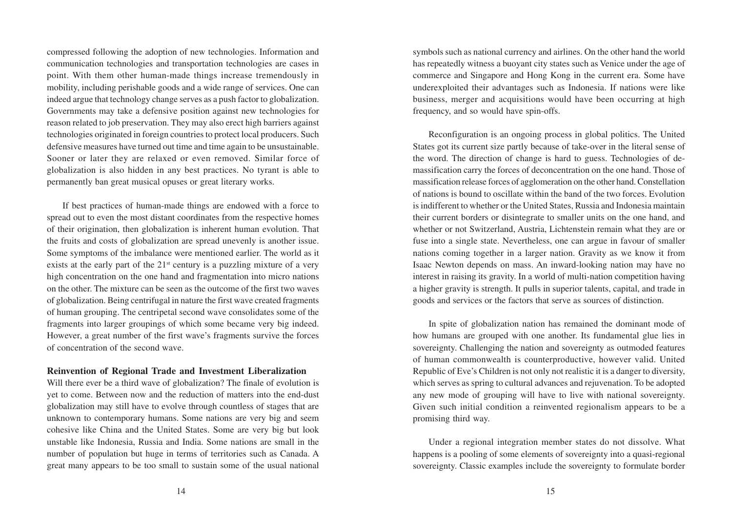compressed following the adoption of new technologies. Information and communication technologies and transportation technologies are cases in point. With them other human-made things increase tremendously in mobility, including perishable goods and a wide range of services. One can indeed argue that technology change serves as a push factor to globalization. Governments may take a defensive position against new technologies for reason related to job preservation. They may also erect high barriers against technologies originated in foreign countries to protect local producers. Such defensive measures have turned out time and time again to be unsustainable. Sooner or later they are relaxed or even removed. Similar force of globalization is also hidden in any best practices. No tyrant is able to permanently ban great musical opuses or great literary works.

If best practices of human-made things are endowed with a force to spread out to even the most distant coordinates from the respective homes of their origination, then globalization is inherent human evolution. That the fruits and costs of globalization are spread unevenly is another issue. Some symptoms of the imbalance were mentioned earlier. The world as it exists at the early part of the 21st century is a puzzling mixture of a very high concentration on the one hand and fragmentation into micro nations on the other. The mixture can be seen as the outcome of the first two waves of globalization. Being centrifugal in nature the first wave created fragments of human grouping. The centripetal second wave consolidates some of the fragments into larger groupings of which some became very big indeed. However, a great number of the first wave's fragments survive the forces of concentration of the second wave.

**Reinvention of Regional Trade and Investment Liberalization**

Will there ever be a third wave of globalization? The finale of evolution is yet to come. Between now and the reduction of matters into the end-dust globalization may still have to evolve through countless of stages that are unknown to contemporary humans. Some nations are very big and seem cohesive like China and the United States. Some are very big but look unstable like Indonesia, Russia and India. Some nations are small in the number of population but huge in terms of territories such as Canada. A great many appears to be too small to sustain some of the usual national symbols such as national currency and airlines. On the other hand the world has repeatedly witness a buoyant city states such as Venice under the age of commerce and Singapore and Hong Kong in the current era. Some have underexploited their advantages such as Indonesia. If nations were like business, merger and acquisitions would have been occurring at high frequency, and so would have spin-offs.

Reconfiguration is an ongoing process in global politics. The United States got its current size partly because of take-over in the literal sense of the word. The direction of change is hard to guess. Technologies of de-massification carry the forces of deconcentration on the one hand. Those of massification release forces of agglomeration on the other hand. Constellation of nations is bound to oscillate within the band of the two forces. Evolution is indifferent to whether or the United States, Russia and Indonesia maintain their current borders or disintegrate to smaller units on the one hand, and whether or not Switzerland, Austria, Lichtenstein remain what they are or fuse into a single state. Nevertheless, one can argue in favour of smaller nations coming together in a larger nation. Gravity as we know it from Isaac Newton depends on mass. An inward-looking nation may have no interest in raising its gravity. In a world of multi-nation competition having a higher gravity is strength. It pulls in superior talents, capital, and trade in goods and services or the factors that serve as sources of distinction.

In spite of globalization nation has remained the dominant mode of how humans are grouped with one another. Its fundamental glue lies in sovereignty. Challenging the nation and sovereignty as outmoded features of human commonwealth is counterproductive, however valid. United Republic of Eve's Children is not only not realistic it is a danger to diversity, which serves as spring to cultural advances and rejuvenation. To be adopted any new mode of grouping will have to live with national sovereignty. Given such initial condition a reinvented regionalism appears to be a promising third way.

Under a regional integration member states do not dissolve. What happens is a pooling of some elements of sovereignty into a quasi-regional sovereignty. Classic examples include the sovereignty to formulate border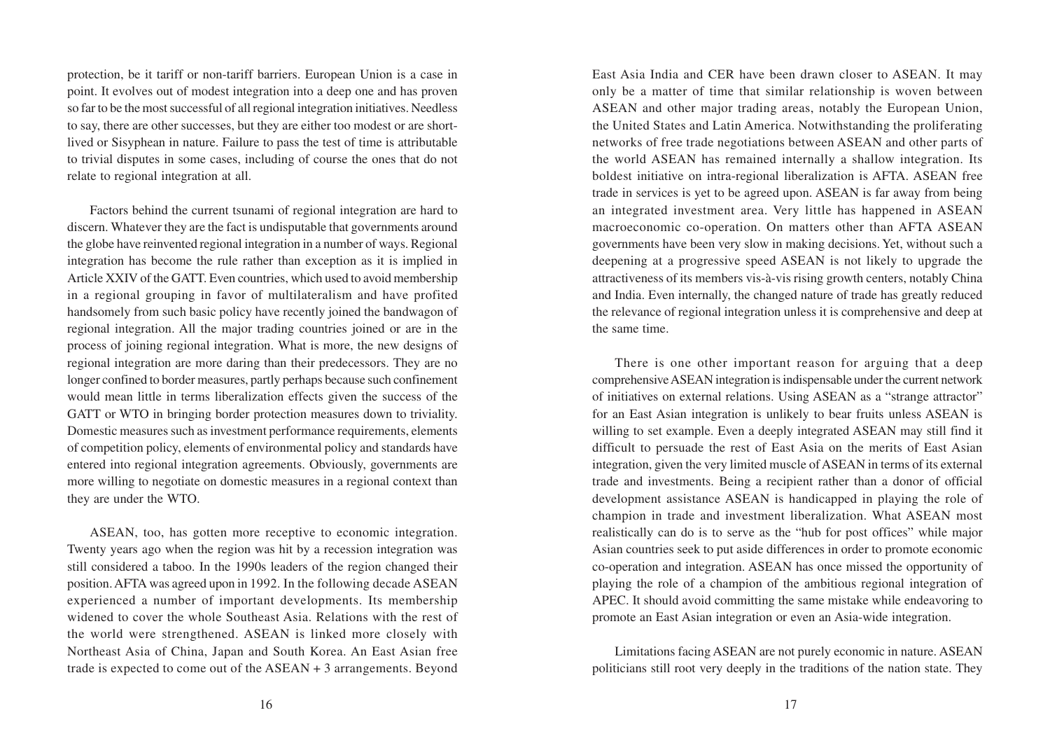protection, be it tariff or non-tariff barriers. European Union is a case in point. It evolves out of modest integration into a deep one and has proven so far to be the most successful of all regional integration initiatives. Needless to say, there are other successes, but they are either too modest or are short-lived or Sisyphean in nature. Failure to pass the test of time is attributable to trivial disputes in some cases, including of course the ones that do not relate to regional integration at all.

Factors behind the current tsunami of regional integration are hard to discern. Whatever they are the fact is undisputable that governments around the globe have reinvented regional integration in a number of ways. Regional integration has become the rule rather than exception as it is implied in Article XXIV of the GATT. Even countries, which used to avoid membership in a regional grouping in favor of multilateralism and have profited handsomely from such basic policy have recently joined the bandwagon of regional integration. All the major trading countries joined or are in the process of joining regional integration. What is more, the new designs of regional integration are more daring than their predecessors. They are no longer confined to border measures, partly perhaps because such confinement would mean little in terms liberalization effects given the success of the GATT or WTO in bringing border protection measures down to triviality. Domestic measures such as investment performance requirements, elements of competition policy, elements of environmental policy and standards have entered into regional integration agreements. Obviously, governments are more willing to negotiate on domestic measures in a regional context than they are under the WTO.

ASEAN, too, has gotten more receptive to economic integration. Twenty years ago when the region was hit by a recession integration was still considered a taboo. In the 1990s leaders of the region changed their position. AFTA was agreed upon in 1992. In the following decade ASEAN experienced a number of important developments. Its membership widened to cover the whole Southeast Asia. Relations with the rest of the world were strengthened. ASEAN is linked more closely with Northeast Asia of China, Japan and South Korea. An East Asian free trade is expected to come out of the ASEAN + 3 arrangements. Beyond East Asia India and CER have been drawn closer to ASEAN. It may only be a matter of time that similar relationship is woven between ASEAN and other major trading areas, notably the European Union, the United States and Latin America. Notwithstanding the proliferating networks of free trade negotiations between ASEAN and other parts of the world ASEAN has remained internally a shallow integration. Its boldest initiative on intra-regional liberalization is AFTA. ASEAN free trade in services is yet to be agreed upon. ASEAN is far away from being an integrated investment area. Very little has happened in ASEAN macroeconomic co-operation. On matters other than AFTA ASEAN governments have been very slow in making decisions. Yet, without such a deepening at a progressive speed ASEAN is not likely to upgrade the attractiveness of its members vis-à-vis rising growth centers, notably China and India. Even internally, the changed nature of trade has greatly reduced the relevance of regional integration unless it is comprehensive and deep at the same time.

There is one other important reason for arguing that a deep comprehensive ASEAN integration is indispensable under the current network of initiatives on external relations. Using ASEAN as a "strange attractor" for an East Asian integration is unlikely to bear fruits unless ASEAN is willing to set example. Even a deeply integrated ASEAN may still find it difficult to persuade the rest of East Asia on the merits of East Asian integration, given the very limited muscle of ASEAN in terms of its external trade and investments. Being a recipient rather than a donor of official development assistance ASEAN is handicapped in playing the role of champion in trade and investment liberalization. What ASEAN most realistically can do is to serve as the "hub for post offices" while major Asian countries seek to put aside differences in order to promote economic co-operation and integration. ASEAN has once missed the opportunity of playing the role of a champion of the ambitious regional integration of APEC. It should avoid committing the same mistake while endeavoring to promote an East Asian integration or even an Asia-wide integration.

Limitations facing ASEAN are not purely economic in nature. ASEAN politicians still root very deeply in the traditions of the nation state. They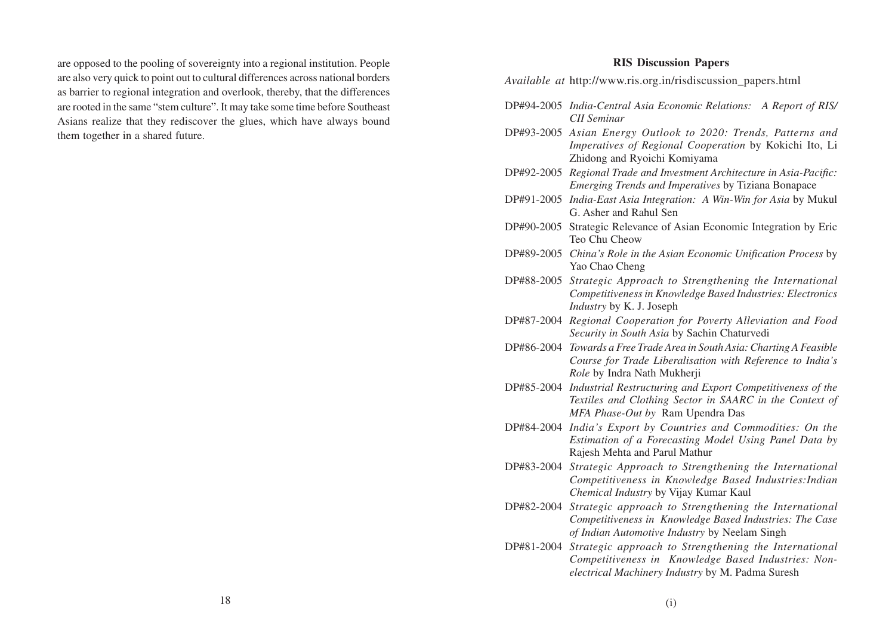are opposed to the pooling of sovereignty into a regional institution. People are also very quick to point out to cultural differences across national borders as barrier to regional integration and overlook, thereby, that the differences are rooted in the same "stem culture". It may take some time before Southeast Asians realize that they rediscover the glues, which have always bound them together in a shared future.

## RIS Discussion Papers

*Available at* http://www.ris.org.in/risdiscussion_papers.html

- DP#94-2005 *India-Central Asia Economic Relations: A Report of RIS/ CII Seminar*
- DP#93-2005 *Asian Energy Outlook to 2020: Trends, Patterns and Imperatives of Regional Cooperation* by Kokichi Ito, Li Zhidong and Ryoichi Komiyama
- DP#92-2005 *Regional Trade and Investment Architecture in Asia-Pacific: Emerging Trends and Imperatives* by Tiziana Bonapace
- DP#91-2005 *India-East Asia Integration: A Win-Win for Asia* by Mukul G. Asher and Rahul Sen
- DP#90-2005 Strategic Relevance of Asian Economic Integration by Eric Teo Chu Cheow
- DP#89-2005 *China's Role in the Asian Economic Unification Process* by Yao Chao Cheng
- DP#88-2005 *Strategic Approach to Strengthening the International Competitiveness in Knowledge Based Industries: Electronics Industry* by K. J. Joseph
- DP#87-2004 *Regional Cooperation for Poverty Alleviation and Food Security in South Asia* by Sachin Chaturvedi
- DP#86-2004 *Towards a Free Trade Area in South Asia: Charting A Feasible Course for Trade Liberalisation with Reference to India's Role* by Indra Nath Mukherji
- DP#85-2004 *Industrial Restructuring and Export Competitiveness of the Textiles and Clothing Sector in SAARC in the Context of MFA Phase-Out by* Ram Upendra Das
- DP#84-2004 *India's Export by Countries and Commodities: On the Estimation of a Forecasting Model Using Panel Data by* Rajesh Mehta and Parul Mathur
- DP#83-2004 *Strategic Approach to Strengthening the International Competitiveness in Knowledge Based Industries:Indian Chemical Industry* by Vijay Kumar Kaul
- DP#82-2004 *Strategic approach to Strengthening the International Competitiveness in Knowledge Based Industries: The Case of Indian Automotive Industry* by Neelam Singh
- DP#81-2004 *Strategic approach to Strengthening the International Competitiveness in Knowledge Based Industries: Non-electrical Machinery Industry* by M. Padma Suresh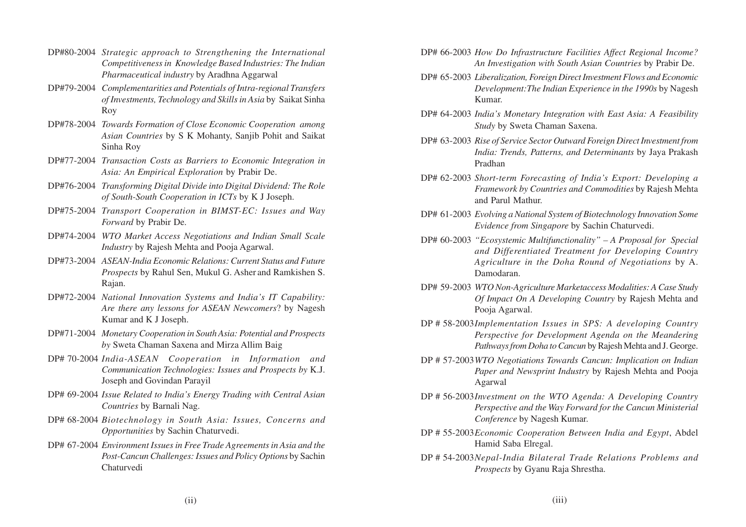DP#80-2004 *Strategic approach to Strengthening the International Competitiveness in Knowledge Based Industries: The Indian Pharmaceutical industry* by Aradhna Aggarwal

DP#79-2004 *Complementarities and Potentials of Intra-regional Transfers of Investments, Technology and Skills in Asia* by Saikat Sinha Roy

DP#78-2004 *Towards Formation of Close Economic Cooperation among Asian Countries* by S K Mohanty, Sanjib Pohit and Saikat Sinha Roy

DP#77-2004 *Transaction Costs as Barriers to Economic Integration in Asia: An Empirical Exploration* by Prabir De.

DP#76-2004 *Transforming Digital Divide into Digital Dividend: The Role of South-South Cooperation in ICTs* by K J Joseph.

DP#75-2004 *Transport Cooperation in BIMST-EC: Issues and Way Forward* by Prabir De.

DP#74-2004 *WTO Market Access Negotiations and Indian Small Scale Industry* by Rajesh Mehta and Pooja Agarwal.

DP#73-2004 *ASEAN-India Economic Relations: Current Status and Future Prospects* by Rahul Sen, Mukul G. Asher and Ramkishen S. Rajan.

DP#72-2004 *National Innovation Systems and India's IT Capability: Are there any lessons for ASEAN Newcomers*? by Nagesh Kumar and K J Joseph.

DP#71-2004 *Monetary Cooperation in South Asia: Potential and Prospects by* Sweta Chaman Saxena and Mirza Allim Baig

DP# 70-2004 *India-ASEAN Cooperation in Information and Communication Technologies: Issues and Prospects by* K.J. Joseph and Govindan Parayil

DP# 69-2004 *Issue Related to India's Energy Trading with Central Asian Countries* by Barnali Nag.

DP# 68-2004 *Biotechnology in South Asia: Issues, Concerns and Opportunities* by Sachin Chaturvedi.

DP# 67-2004 *Environment Issues in Free Trade Agreements in Asia and the Post-Cancun Challenges: Issues and Policy Options* by Sachin Chaturvedi

DP# 66-2003 *How Do Infrastructure Facilities Affect Regional Income? An Investigation with South Asian Countries* by Prabir De.

DP# 65-2003 *Liberalization, Foreign Direct Investment Flows and Economic Development:The Indian Experience in the 1990s* by Nagesh Kumar.

DP# 64-2003 *India's Monetary Integration with East Asia: A Feasibility Study* by Sweta Chaman Saxena.

DP# 63-2003 *Rise of Service Sector Outward Foreign Direct Investment from India: Trends, Patterns, and Determinants* by Jaya Prakash Pradhan

DP# 62-2003 *Short-term Forecasting of India's Export: Developing a Framework by Countries and Commodities* by Rajesh Mehta and Parul Mathur.

DP# 61-2003 *Evolving a National System of Biotechnology Innovation Some Evidence from Singapore* by Sachin Chaturvedi.

DP# 60-2003 *"Ecosystemic Multifunctionality" – A Proposal for Special and Differentiated Treatment for Developing Country Agriculture in the Doha Round of Negotiations* by A. Damodaran.

DP# 59-2003 *WTO Non-Agriculture Marketaccess Modalities: A Case Study Of Impact On A Developing Country* by Rajesh Mehta and Pooja Agarwal.

DP # 58-2003 *Implementation Issues in SPS: A developing Country Perspective for Development Agenda on the Meandering Pathways from Doha to Cancun* by Rajesh Mehta and J. George.

DP # 57-2003 *WTO Negotiations Towards Cancun: Implication on Indian Paper and Newsprint Industry* by Rajesh Mehta and Pooja Agarwal

DP # 56-2003 *Investment on the WTO Agenda: A Developing Country Perspective and the Way Forward for the Cancun Ministerial Conference* by Nagesh Kumar.

DP # 55-2003 *Economic Cooperation Between India and Egypt*, Abdel Hamid Saba Elregal.

DP # 54-2003 *Nepal-India Bilateral Trade Relations Problems and Prospects* by Gyanu Raja Shrestha.